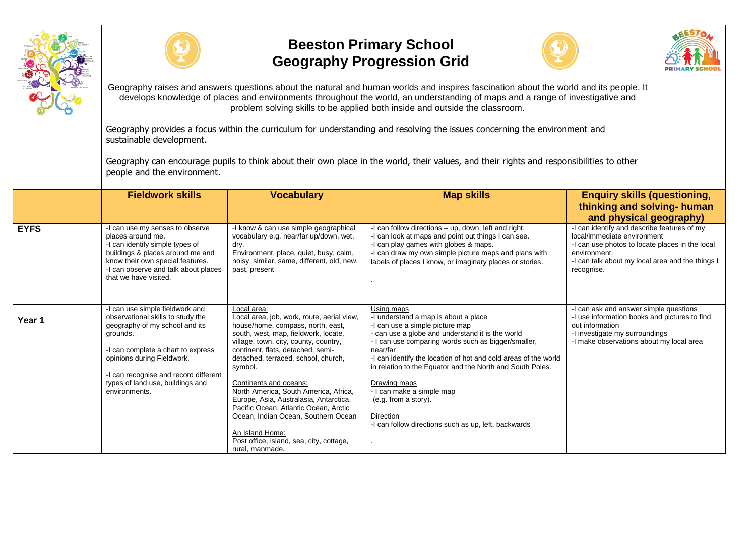# Beeston Primary School
## Geography Progression Grid

Geography raises and answers questions about the natural and human worlds and inspires fascination about the world and its people. It develops knowledge of places and environments throughout the world, an understanding of maps and a range of investigative and problem solving skills to be applied both inside and outside the classroom.

Geography provides a focus within the curriculum for understanding and resolving the issues concerning the environment and sustainable development.

Geography can encourage pupils to think about their own place in the world, their values, and their rights and responsibilities to other people and the environment.

| | Fieldwork skills | Vocabulary | Map skills | Enquiry skills (questioning, thinking and solving- human and physical geography) |
|---|---|---|---|---|
| **EYFS** | -I can use my senses to observe places around me.<br>-I can identify simple types of buildings & places around me and know their own special features.<br>-I can observe and talk about places that we have visited. | -I know & can use simple geographical vocabulary e.g. near/far up/down, wet, dry.<br>Environment, place, quiet, busy, calm, noisy, similar, same, different, old, new, past, present | -I can follow directions – up, down, left and right.<br>-I can look at maps and point out things I can see.<br>-I can play games with globes & maps.<br>-I can draw my own simple picture maps and plans with labels of places I know, or imaginary places or stories.<br>. | -I can identify and describe features of my local/immediate environment<br>-I can use photos to locate places in the local environment.<br>-I can talk about my local area and the things I recognise. |
| **Year 1** | -I can use simple fieldwork and observational skills to study the geography of my school and its grounds.<br><br>-I can complete a chart to express opinions during Fieldwork.<br><br>-I can recognise and record different types of land use, buildings and environments. | <u>Local area:</u><br>Local area, job, work, route, aerial view, house/home, compass, north, east, south, west, map, fieldwork, locate, village, town, city, county, country, continent, flats, detached, semi-detached, terraced, school, church, symbol.<br><br><u>Continents and oceans:</u><br>North America, South America, Africa, Europe, Asia, Australasia, Antarctica, Pacific Ocean, Atlantic Ocean, Arctic Ocean, Indian Ocean, Southern Ocean<br><br><u>An Island Home:</u><br>Post office, island, sea, city, cottage, rural, manmade. | <u>Using maps</u><br>-I understand a map is about a place<br>-I can use a simple picture map<br>- can use a globe and understand it is the world<br>- I can use comparing words such as bigger/smaller, near/far<br>-I can identify the location of hot and cold areas of the world in relation to the Equator and the North and South Poles.<br><br><u>Drawing maps</u><br>- I can make a simple map<br>(e.g. from a story).<br><br><u>Direction</u><br>-I can follow directions such as up, left, backwards<br><br>. | -I can ask and answer simple questions<br>-I use information books and pictures to find out information<br>-I investigate my surroundings<br>-I make observations about my local area |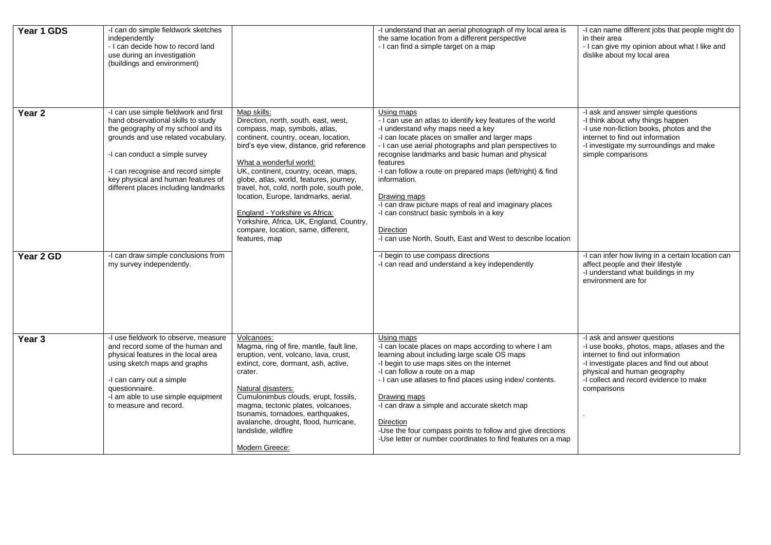| | | | | |
|---|---|---|---|---|
| **Year 1 GDS** | -I can do simple fieldwork sketches independently<br>- I can decide how to record land use during an investigation (buildings and environment) | | -I understand that an aerial photograph of my local area is the same location from a different perspective<br>- I can find a simple target on a map | -I can name different jobs that people might do in their area<br>- I can give my opinion about what I like and dislike about my local area |
| **Year 2** | -I can use simple fieldwork and first hand observational skills to study the geography of my school and its grounds and use related vocabulary.<br><br>-I can conduct a simple survey<br><br>-I can recognise and record simple key physical and human features of different places including landmarks | <u>Map skills:</u><br>Direction, north, south, east, west, compass, map, symbols, atlas, continent, country, ocean, location, bird's eye view, distance, grid reference<br><br><u>What a wonderful world:</u><br>UK, continent, country, ocean, maps, globe, atlas, world, features, journey, travel, hot, cold, north pole, south pole, location, Europe, landmarks, aerial.<br><br><u>England - Yorkshire vs Africa:</u><br>Yorkshire, Africa, UK, England, Country, compare, location, same, different, features, map | <u>Using maps</u><br>- I can use an atlas to identify key features of the world<br>-I understand why maps need a key<br>-I can locate places on smaller and larger maps<br>- I can use aerial photographs and plan perspectives to recognise landmarks and basic human and physical features<br>-I can follow a route on prepared maps (left/right) & find information.<br><br><u>Drawing maps</u><br>-I can draw picture maps of real and imaginary places<br>-I can construct basic symbols in a key<br><br><u>Direction</u><br>-I can use North, South, East and West to describe location | -I ask and answer simple questions<br>-I think about why things happen<br>-I use non-fiction books, photos and the internet to find out information<br>-I investigate my surroundings and make simple comparisons |
| **Year 2 GD** | -I can draw simple conclusions from my survey independently. | | -I begin to use compass directions<br>-I can read and understand a key independently | -I can infer how living in a certain location can affect people and their lifestyle<br>-I understand what buildings in my environment are for |
| **Year 3** | -I use fieldwork to observe, measure and record some of the human and physical features in the local area using sketch maps and graphs<br><br>-I can carry out a simple questionnaire.<br>-I am able to use simple equipment to measure and record. | <u>Volcanoes:</u><br>Magma, ring of fire, mantle, fault line, eruption, vent, volcano, lava, crust, extinct, core, dormant, ash, active, crater.<br><br><u>Natural disasters:</u><br>Cumulonimbus clouds, erupt, fossils, magma, tectonic plates, volcanoes, tsunamis, tornadoes, earthquakes, avalanche, drought, flood, hurricane, landslide, wildfire<br><br><u>Modern Greece:</u> | <u>Using maps</u><br>-I can locate places on maps according to where I am learning about including large scale OS maps<br>-I begin to use maps sites on the internet<br>-I can follow a route on a map<br>- I can use atlases to find places using index/ contents.<br><br><u>Drawing maps</u><br>-I can draw a simple and accurate sketch map<br><br><u>Direction</u><br>-Use the four compass points to follow and give directions<br>-Use letter or number coordinates to find features on a map | -I ask and answer questions<br>-I use books, photos, maps, atlases and the internet to find out information<br>-I investigate places and find out about physical and human geography<br>-I collect and record evidence to make comparisons<br><br>. |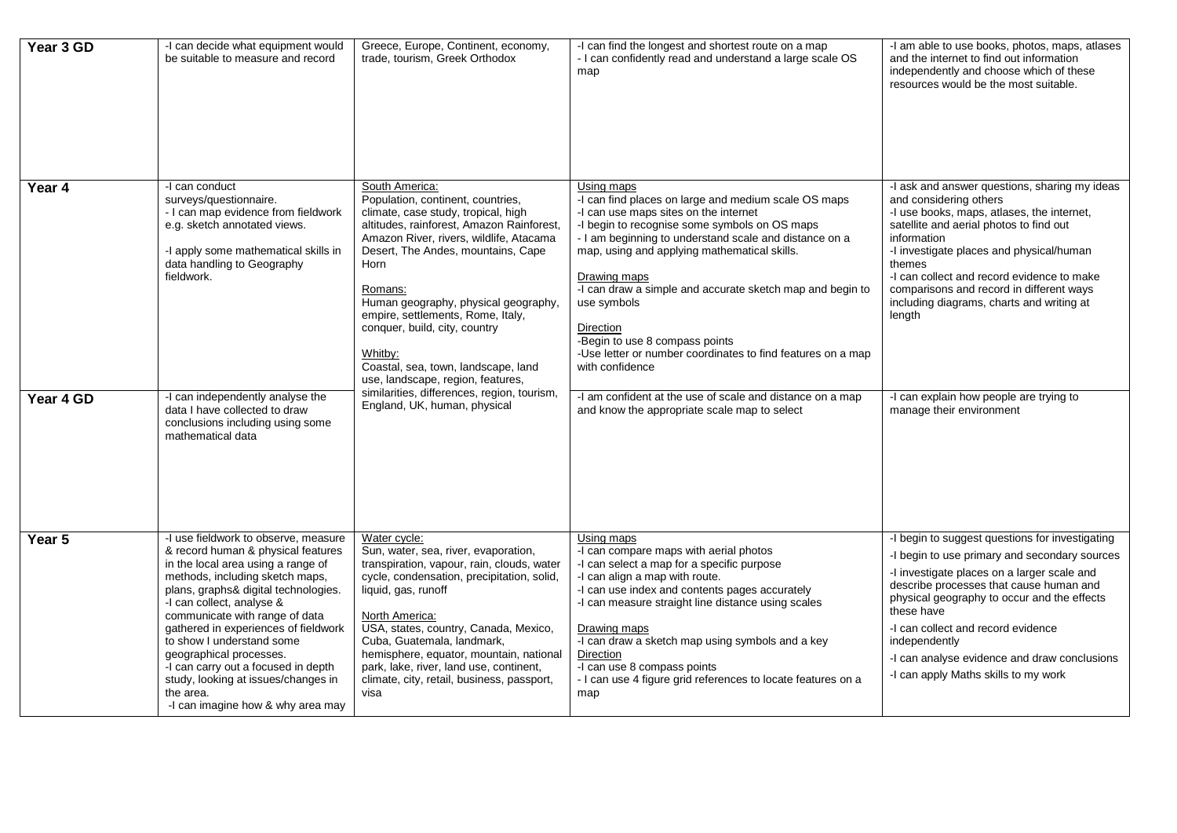| | | | | |
|---|---|---|---|---|
| **Year 3 GD** | -I can decide what equipment would be suitable to measure and record | Greece, Europe, Continent, economy, trade, tourism, Greek Orthodox | -I can find the longest and shortest route on a map<br>- I can confidently read and understand a large scale OS map | -I am able to use books, photos, maps, atlases and the internet to find out information independently and choose which of these resources would be the most suitable. |
| **Year 4** | -I can conduct surveys/questionnaire.<br>- I can map evidence from fieldwork e.g. sketch annotated views.<br><br>-I apply some mathematical skills in data handling to Geography fieldwork. | South America:<br>Population, continent, countries, climate, case study, tropical, high altitudes, rainforest, Amazon Rainforest, Amazon River, rivers, wildlife, Atacama Desert, The Andes, mountains, Cape Horn<br><br>Romans:<br>Human geography, physical geography, empire, settlements, Rome, Italy, conquer, build, city, country<br><br>Whitby:<br>Coastal, sea, town, landscape, land use, landscape, region, features, similarities, differences, region, tourism, England, UK, human, physical | Using maps<br>-I can find places on large and medium scale OS maps<br>-I can use maps sites on the internet<br>-I begin to recognise some symbols on OS maps<br>- I am beginning to understand scale and distance on a map, using and applying mathematical skills.<br><br>Drawing maps<br>-I can draw a simple and accurate sketch map and begin to use symbols<br><br>Direction<br>-Begin to use 8 compass points<br>-Use letter or number coordinates to find features on a map with confidence | -I ask and answer questions, sharing my ideas and considering others<br>-I use books, maps, atlases, the internet, satellite and aerial photos to find out information<br>-I investigate places and physical/human themes<br>-I can collect and record evidence to make comparisons and record in different ways including diagrams, charts and writing at length |
| **Year 4 GD** | -I can independently analyse the data I have collected to draw conclusions including using some mathematical data | | -I am confident at the use of scale and distance on a map and know the appropriate scale map to select | -I can explain how people are trying to manage their environment |
| **Year 5** | -I use fieldwork to observe, measure & record human & physical features in the local area using a range of methods, including sketch maps, plans, graphs& digital technologies.<br>-I can collect, analyse & communicate with range of data gathered in experiences of fieldwork to show I understand some geographical processes.<br>-I can carry out a focused in depth study, looking at issues/changes in the area.<br>-I can imagine how & why area may | Water cycle:<br>Sun, water, sea, river, evaporation, transpiration, vapour, rain, clouds, water cycle, condensation, precipitation, solid, liquid, gas, runoff<br><br>North America:<br>USA, states, country, Canada, Mexico, Cuba, Guatemala, landmark, hemisphere, equator, mountain, national park, lake, river, land use, continent, climate, city, retail, business, passport, visa | Using maps<br>-I can compare maps with aerial photos<br>-I can select a map for a specific purpose<br>-I can align a map with route.<br>-I can use index and contents pages accurately<br>-I can measure straight line distance using scales<br><br>Drawing maps<br>-I can draw a sketch map using symbols and a key<br>Direction<br>-I can use 8 compass points<br>- I can use 4 figure grid references to locate features on a map | -I begin to suggest questions for investigating<br>-I begin to use primary and secondary sources<br>-I investigate places on a larger scale and describe processes that cause human and physical geography to occur and the effects these have<br>-I can collect and record evidence independently<br>-I can analyse evidence and draw conclusions<br>-I can apply Maths skills to my work |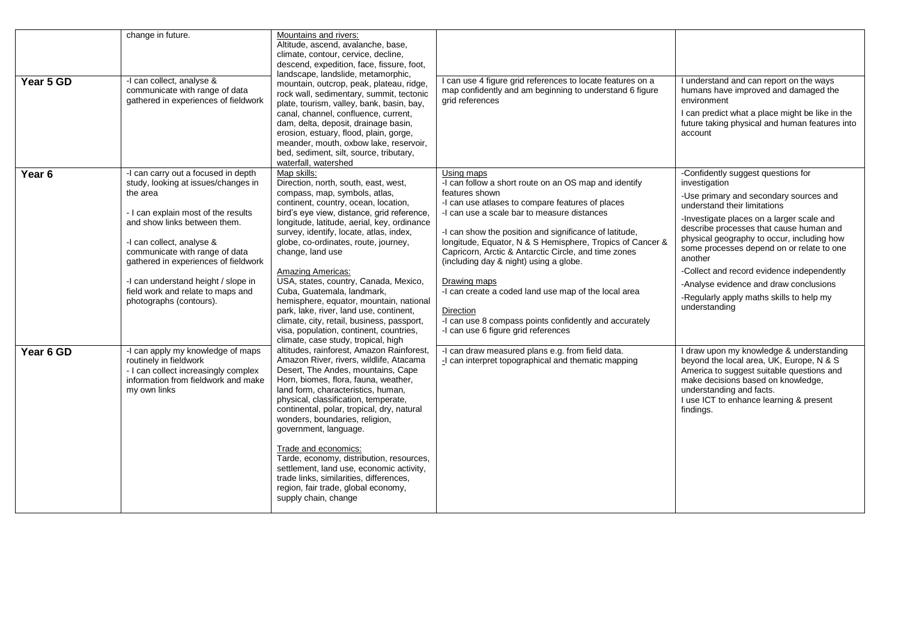| | | | | |
|---|---|---|---|---|
| | change in future. | Mountains and rivers:<br>Altitude, ascend, avalanche, base, climate, contour, cervice, decline, descend, expedition, face, fissure, foot, landscape, landslide, metamorphic, mountain, outcrop, peak, plateau, ridge, rock wall, sedimentary, summit, tectonic plate, tourism, valley, bank, basin, bay, canal, channel, confluence, current, dam, delta, deposit, drainage basin, erosion, estuary, flood, plain, gorge, meander, mouth, oxbow lake, reservoir, bed, sediment, silt, source, tributary, waterfall, watershed | | |
| **Year 5 GD** | -I can collect, analyse & communicate with range of data gathered in experiences of fieldwork | | I can use 4 figure grid references to locate features on a map confidently and am beginning to understand 6 figure grid references | I understand and can report on the ways humans have improved and damaged the environment<br>I can predict what a place might be like in the future taking physical and human features into account |
| **Year 6** | -I can carry out a focused in depth study, looking at issues/changes in the area<br>- I can explain most of the results and show links between them.<br>-I can collect, analyse & communicate with range of data gathered in experiences of fieldwork<br>-I can understand height / slope in field work and relate to maps and photographs (contours). | Map skills:<br>Direction, north, south, east, west, compass, map, symbols, atlas, continent, country, ocean, location, bird's eye view, distance, grid reference, longitude, latitude, aerial, key, ordinance survey, identify, locate, atlas, index, globe, co-ordinates, route, journey, change, land use<br><br>Amazing Americas:<br>USA, states, country, Canada, Mexico, Cuba, Guatemala, landmark, hemisphere, equator, mountain, national park, lake, river, land use, continent, climate, city, retail, business, passport, visa, population, continent, countries, climate, case study, tropical, high altitudes, rainforest, Amazon Rainforest, Amazon River, rivers, wildlife, Atacama Desert, The Andes, mountains, Cape Horn, biomes, flora, fauna, weather, land form, characteristics, human, physical, classification, temperate, continental, polar, tropical, dry, natural wonders, boundaries, religion, government, language.<br><br>Trade and economics:<br>Tarde, economy, distribution, resources, settlement, land use, economic activity, trade links, similarities, differences, region, fair trade, global economy, supply chain, change | Using maps<br>-I can follow a short route on an OS map and identify features shown<br>-I can use atlases to compare features of places<br>-I can use a scale bar to measure distances<br>-I can show the position and significance of latitude, longitude, Equator, N & S Hemisphere, Tropics of Cancer & Capricorn, Arctic & Antarctic Circle, and time zones (including day & night) using a globe.<br><br>Drawing maps<br>-I can create a coded land use map of the local area<br><br>Direction<br>-I can use 8 compass points confidently and accurately<br>-I can use 6 figure grid references | -Confidently suggest questions for investigation<br>-Use primary and secondary sources and understand their limitations<br>-Investigate places on a larger scale and describe processes that cause human and physical geography to occur, including how some processes depend on or relate to one another<br>-Collect and record evidence independently<br>-Analyse evidence and draw conclusions<br>-Regularly apply maths skills to help my understanding |
| **Year 6 GD** | -I can apply my knowledge of maps routinely in fieldwork<br>- I can collect increasingly complex information from fieldwork and make my own links | | -I can draw measured plans e.g. from field data.<br>-I can interpret topographical and thematic mapping | I draw upon my knowledge & understanding beyond the local area, UK, Europe, N & S America to suggest suitable questions and make decisions based on knowledge, understanding and facts.<br>I use ICT to enhance learning & present findings. |